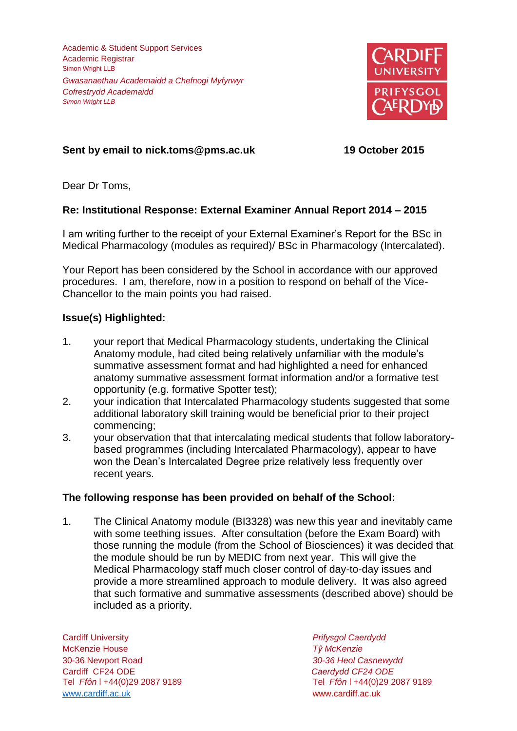Academic & Student Support Services
Academic Registrar
Simon Wright LLB

*Gwasanaethau Academaidd a Chefnogi Myfyrwyr*
*Cofrestrydd Academaidd*
*Simon Wright LLB*

CARDIFF UNIVERSITY
PRIFYSGOL CAERDYDD

**Sent by email to nick.toms@pms.ac.uk** **19 October 2015**

Dear Dr Toms,

**Re: Institutional Response: External Examiner Annual Report 2014 – 2015**

I am writing further to the receipt of your External Examiner's Report for the BSc in Medical Pharmacology (modules as required)/ BSc in Pharmacology (Intercalated).

Your Report has been considered by the School in accordance with our approved procedures. I am, therefore, now in a position to respond on behalf of the Vice-Chancellor to the main points you had raised.

**Issue(s) Highlighted:**

1. your report that Medical Pharmacology students, undertaking the Clinical Anatomy module, had cited being relatively unfamiliar with the module's summative assessment format and had highlighted a need for enhanced anatomy summative assessment format information and/or a formative test opportunity (e.g. formative Spotter test);
2. your indication that Intercalated Pharmacology students suggested that some additional laboratory skill training would be beneficial prior to their project commencing;
3. your observation that that intercalating medical students that follow laboratory-based programmes (including Intercalated Pharmacology), appear to have won the Dean's Intercalated Degree prize relatively less frequently over recent years.

**The following response has been provided on behalf of the School:**

1. The Clinical Anatomy module (BI3328) was new this year and inevitably came with some teething issues. After consultation (before the Exam Board) with those running the module (from the School of Biosciences) it was decided that the module should be run by MEDIC from next year. This will give the Medical Pharmacology staff much closer control of day-to-day issues and provide a more streamlined approach to module delivery. It was also agreed that such formative and summative assessments (described above) should be included as a priority.

Cardiff University
McKenzie House
30-36 Newport Road
Cardiff CF24 ODE
Tel *Ffôn* l +44(0)29 2087 9189
www.cardiff.ac.uk

*Prifysgol Caerdydd*
*Tŷ McKenzie*
*30-36 Heol Casnewydd*
*Caerdydd CF24 ODE*
Tel *Ffôn* l +44(0)29 2087 9189
www.cardiff.ac.uk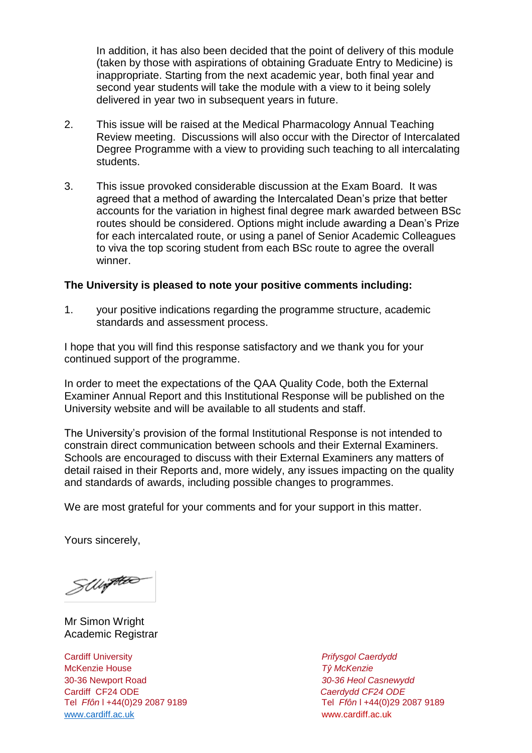In addition, it has also been decided that the point of delivery of this module (taken by those with aspirations of obtaining Graduate Entry to Medicine) is inappropriate. Starting from the next academic year, both final year and second year students will take the module with a view to it being solely delivered in year two in subsequent years in future.

2. This issue will be raised at the Medical Pharmacology Annual Teaching Review meeting. Discussions will also occur with the Director of Intercalated Degree Programme with a view to providing such teaching to all intercalating students.

3. This issue provoked considerable discussion at the Exam Board. It was agreed that a method of awarding the Intercalated Dean's prize that better accounts for the variation in highest final degree mark awarded between BSc routes should be considered. Options might include awarding a Dean's Prize for each intercalated route, or using a panel of Senior Academic Colleagues to viva the top scoring student from each BSc route to agree the overall winner.

**The University is pleased to note your positive comments including:**

1. your positive indications regarding the programme structure, academic standards and assessment process.

I hope that you will find this response satisfactory and we thank you for your continued support of the programme.

In order to meet the expectations of the QAA Quality Code, both the External Examiner Annual Report and this Institutional Response will be published on the University website and will be available to all students and staff.

The University's provision of the formal Institutional Response is not intended to constrain direct communication between schools and their External Examiners. Schools are encouraged to discuss with their External Examiners any matters of detail raised in their Reports and, more widely, any issues impacting on the quality and standards of awards, including possible changes to programmes.

We are most grateful for your comments and for your support in this matter.

Yours sincerely,

Mr Simon Wright
Academic Registrar

Cardiff University
McKenzie House
30-36 Newport Road
Cardiff CF24 ODE
Tel *Ffôn* l +44(0)29 2087 9189
www.cardiff.ac.uk

*Prifysgol Caerdydd*
*Tŷ McKenzie*
*30-36 Heol Casnewydd*
*Caerdydd CF24 ODE*
Tel *Ffôn* l +44(0)29 2087 9189
www.cardiff.ac.uk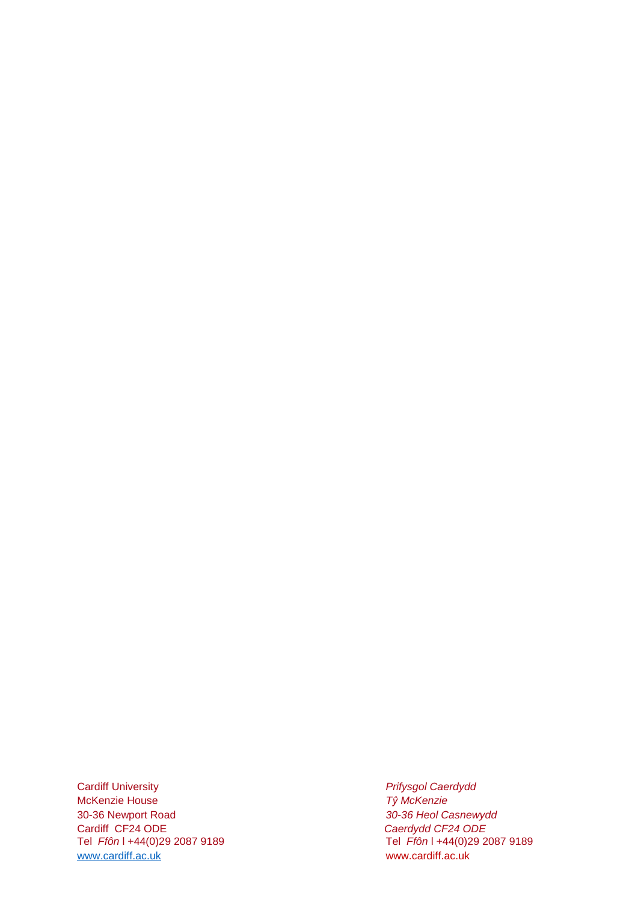Cardiff University
McKenzie House
30-36 Newport Road
Cardiff CF24 ODE
Tel *Ffôn* l +44(0)29 2087 9189
www.cardiff.ac.uk

*Prifysgol Caerdydd*
*Tŷ McKenzie*
*30-36 Heol Casnewydd*
*Caerdydd CF24 ODE*
Tel *Ffôn* l +44(0)29 2087 9189
www.cardiff.ac.uk